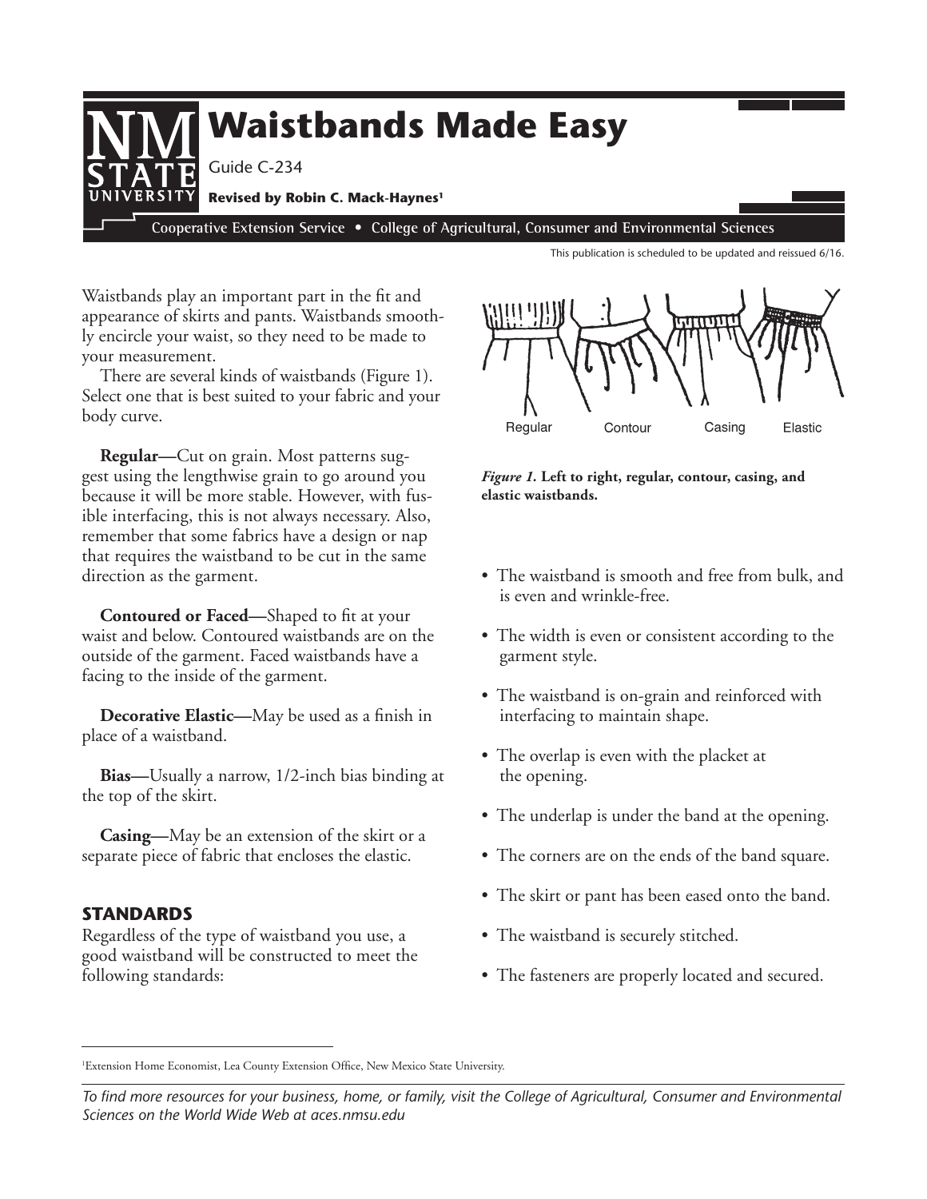# Waistbands Made Easy

Guide C-234

**Revised by Robin C. Mack-Haynes[1]**

Cooperative Extension Service • College of Agricultural, Consumer and Environmental Sciences

This publication is scheduled to be updated and reissued 6/16.

Waistbands play an important part in the fit and appearance of skirts and pants. Waistbands smoothly encircle your waist, so they need to be made to your measurement.

There are several kinds of waistbands (Figure 1). Select one that is best suited to your fabric and your body curve.

**Regular—**Cut on grain. Most patterns suggest using the lengthwise grain to go around you because it will be more stable. However, with fusible interfacing, this is not always necessary. Also, remember that some fabrics have a design or nap that requires the waistband to be cut in the same direction as the garment.

**Contoured or Faced—**Shaped to fit at your waist and below. Contoured waistbands are on the outside of the garment. Faced waistbands have a facing to the inside of the garment.

**Decorative Elastic—**May be used as a finish in place of a waistband.

**Bias—**Usually a narrow, 1/2-inch bias binding at the top of the skirt.

**Casing—**May be an extension of the skirt or a separate piece of fabric that encloses the elastic.

Regular Contour Casing Elastic

***Figure 1.*** **Left to right, regular, contour, casing, and elastic waistbands.**

## STANDARDS

Regardless of the type of waistband you use, a good waistband will be constructed to meet the following standards:

- The waistband is smooth and free from bulk, and is even and wrinkle-free.
- The width is even or consistent according to the garment style.
- The waistband is on-grain and reinforced with interfacing to maintain shape.
- The overlap is even with the placket at the opening.
- The underlap is under the band at the opening.
- The corners are on the ends of the band square.
- The skirt or pant has been eased onto the band.
- The waistband is securely stitched.
- The fasteners are properly located and secured.

[1]Extension Home Economist, Lea County Extension Office, New Mexico State University.

*To find more resources for your business, home, or family, visit the College of Agricultural, Consumer and Environmental Sciences on the World Wide Web at aces.nmsu.edu*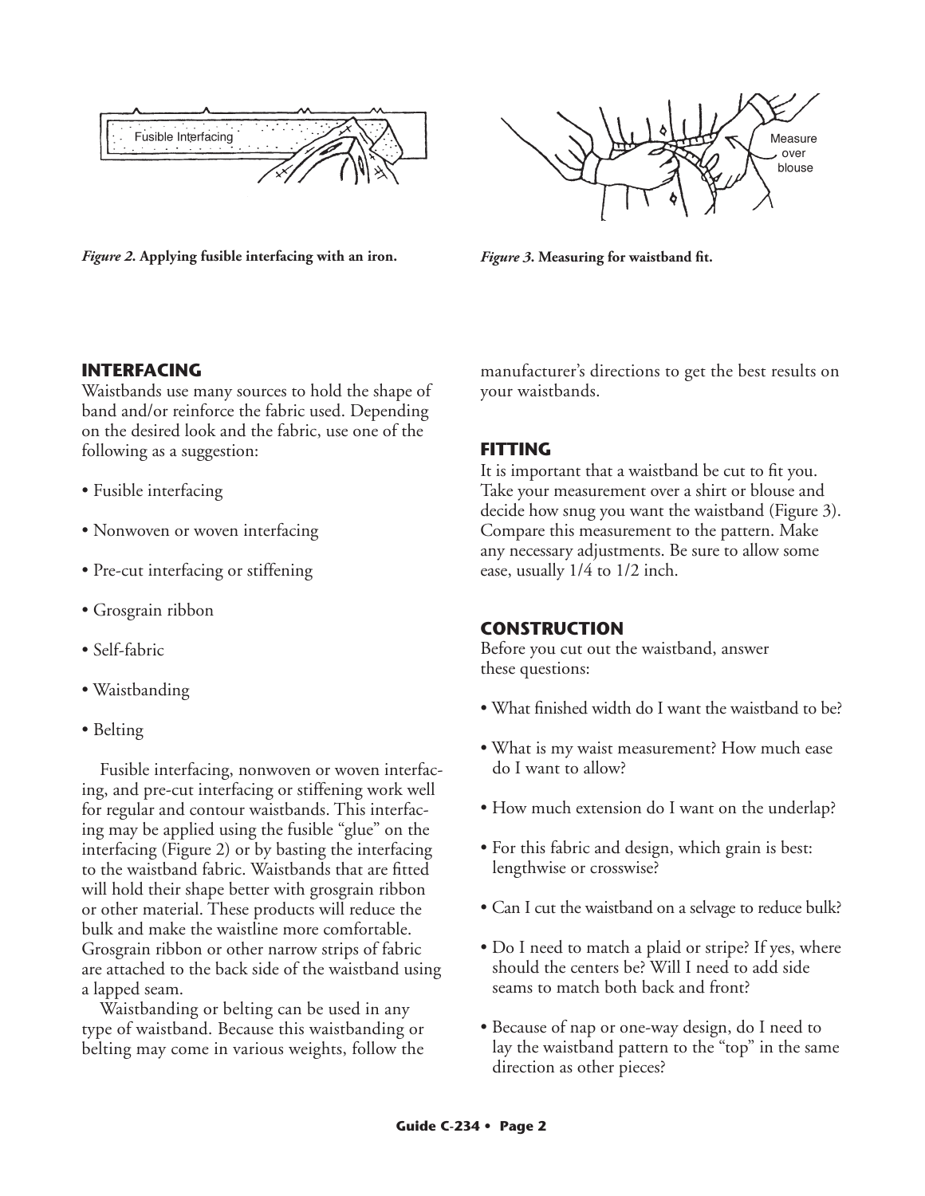Figure 2. Applying fusible interfacing with an iron.

Figure 3. Measuring for waistband fit.

## INTERFACING

Waistbands use many sources to hold the shape of band and/or reinforce the fabric used. Depending on the desired look and the fabric, use one of the following as a suggestion:

- Fusible interfacing
- Nonwoven or woven interfacing
- Pre-cut interfacing or stiffening
- Grosgrain ribbon
- Self-fabric
- Waistbanding
- Belting

Fusible interfacing, nonwoven or woven interfacing, and pre-cut interfacing or stiffening work well for regular and contour waistbands. This interfacing may be applied using the fusible "glue" on the interfacing (Figure 2) or by basting the interfacing to the waistband fabric. Waistbands that are fitted will hold their shape better with grosgrain ribbon or other material. These products will reduce the bulk and make the waistline more comfortable. Grosgrain ribbon or other narrow strips of fabric are attached to the back side of the waistband using a lapped seam.

Waistbanding or belting can be used in any type of waistband. Because this waistbanding or belting may come in various weights, follow the manufacturer's directions to get the best results on your waistbands.

## FITTING

It is important that a waistband be cut to fit you. Take your measurement over a shirt or blouse and decide how snug you want the waistband (Figure 3). Compare this measurement to the pattern. Make any necessary adjustments. Be sure to allow some ease, usually 1/4 to 1/2 inch.

## CONSTRUCTION

Before you cut out the waistband, answer these questions:

- What finished width do I want the waistband to be?
- What is my waist measurement? How much ease do I want to allow?
- How much extension do I want on the underlap?
- For this fabric and design, which grain is best: lengthwise or crosswise?
- Can I cut the waistband on a selvage to reduce bulk?
- Do I need to match a plaid or stripe? If yes, where should the centers be? Will I need to add side seams to match both back and front?
- Because of nap or one-way design, do I need to lay the waistband pattern to the "top" in the same direction as other pieces?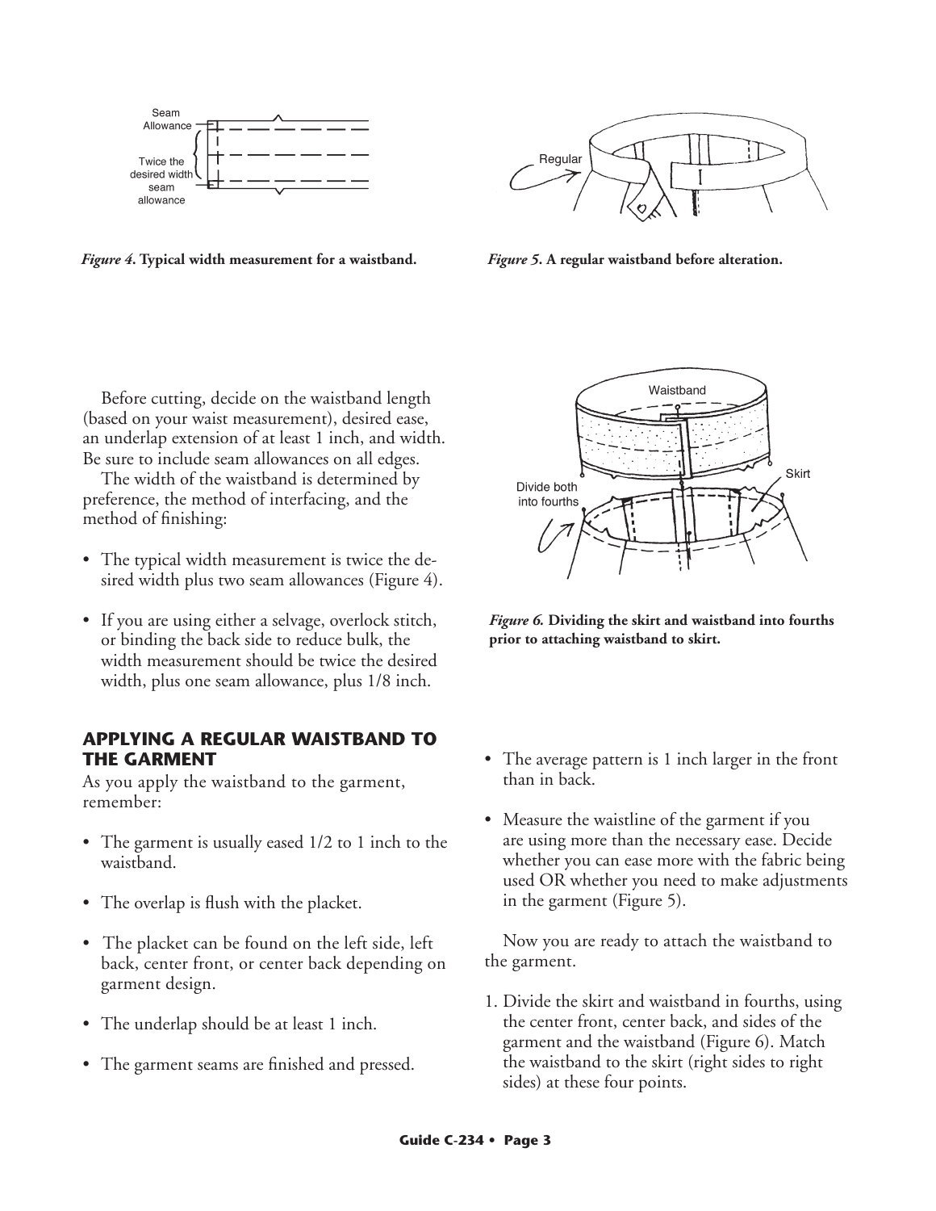*Figure 4.* **Typical width measurement for a waistband.**

*Figure 5.* **A regular waistband before alteration.**

Before cutting, decide on the waistband length (based on your waist measurement), desired ease, an underlap extension of at least 1 inch, and width. Be sure to include seam allowances on all edges.

The width of the waistband is determined by preference, the method of interfacing, and the method of finishing:

- The typical width measurement is twice the desired width plus two seam allowances (Figure 4).
- If you are using either a selvage, overlock stitch, or binding the back side to reduce bulk, the width measurement should be twice the desired width, plus one seam allowance, plus 1/8 inch.

*Figure 6.* **Dividing the skirt and waistband into fourths prior to attaching waistband to skirt.**

## APPLYING A REGULAR WAISTBAND TO THE GARMENT

As you apply the waistband to the garment, remember:

- The garment is usually eased 1/2 to 1 inch to the waistband.
- The overlap is flush with the placket.
- The placket can be found on the left side, left back, center front, or center back depending on garment design.
- The underlap should be at least 1 inch.
- The garment seams are finished and pressed.
- The average pattern is 1 inch larger in the front than in back.
- Measure the waistline of the garment if you are using more than the necessary ease. Decide whether you can ease more with the fabric being used OR whether you need to make adjustments in the garment (Figure 5).

Now you are ready to attach the waistband to the garment.

1. Divide the skirt and waistband in fourths, using the center front, center back, and sides of the garment and the waistband (Figure 6). Match the waistband to the skirt (right sides to right sides) at these four points.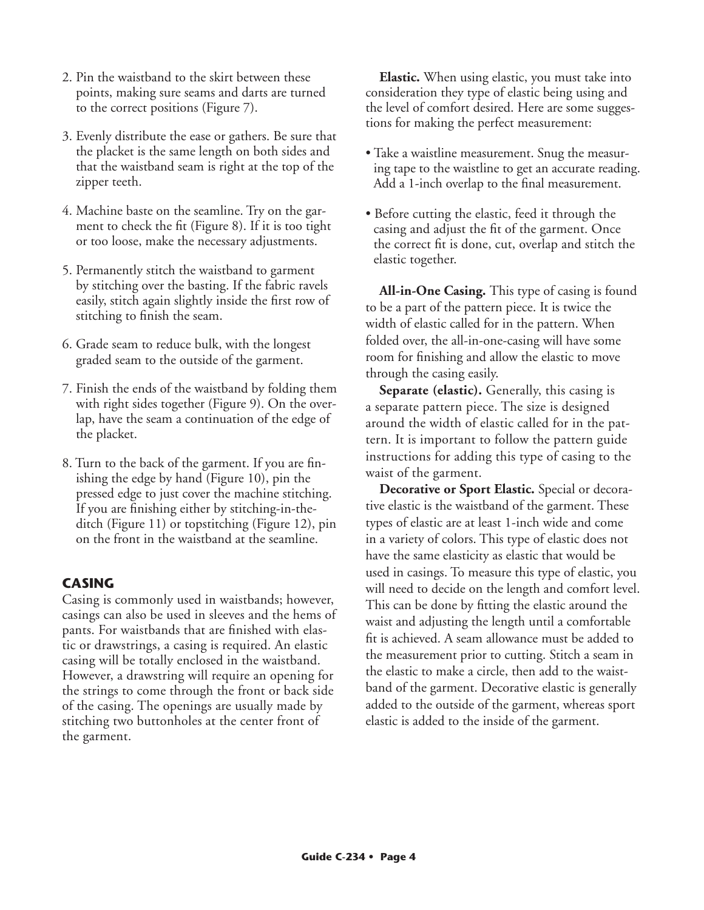2. Pin the waistband to the skirt between these points, making sure seams and darts are turned to the correct positions (Figure 7).

3. Evenly distribute the ease or gathers. Be sure that the placket is the same length on both sides and that the waistband seam is right at the top of the zipper teeth.

4. Machine baste on the seamline. Try on the garment to check the fit (Figure 8). If it is too tight or too loose, make the necessary adjustments.

5. Permanently stitch the waistband to garment by stitching over the basting. If the fabric ravels easily, stitch again slightly inside the first row of stitching to finish the seam.

6. Grade seam to reduce bulk, with the longest graded seam to the outside of the garment.

7. Finish the ends of the waistband by folding them with right sides together (Figure 9). On the overlap, have the seam a continuation of the edge of the placket.

8. Turn to the back of the garment. If you are finishing the edge by hand (Figure 10), pin the pressed edge to just cover the machine stitching. If you are finishing either by stitching-in-the-ditch (Figure 11) or topstitching (Figure 12), pin on the front in the waistband at the seamline.

## CASING

Casing is commonly used in waistbands; however, casings can also be used in sleeves and the hems of pants. For waistbands that are finished with elastic or drawstrings, a casing is required. An elastic casing will be totally enclosed in the waistband. However, a drawstring will require an opening for the strings to come through the front or back side of the casing. The openings are usually made by stitching two buttonholes at the center front of the garment.

**Elastic.** When using elastic, you must take into consideration they type of elastic being using and the level of comfort desired. Here are some suggestions for making the perfect measurement:

- Take a waistline measurement. Snug the measuring tape to the waistline to get an accurate reading. Add a 1-inch overlap to the final measurement.
- Before cutting the elastic, feed it through the casing and adjust the fit of the garment. Once the correct fit is done, cut, overlap and stitch the elastic together.

**All-in-One Casing.** This type of casing is found to be a part of the pattern piece. It is twice the width of elastic called for in the pattern. When folded over, the all-in-one-casing will have some room for finishing and allow the elastic to move through the casing easily.

**Separate (elastic).** Generally, this casing is a separate pattern piece. The size is designed around the width of elastic called for in the pattern. It is important to follow the pattern guide instructions for adding this type of casing to the waist of the garment.

**Decorative or Sport Elastic.** Special or decorative elastic is the waistband of the garment. These types of elastic are at least 1-inch wide and come in a variety of colors. This type of elastic does not have the same elasticity as elastic that would be used in casings. To measure this type of elastic, you will need to decide on the length and comfort level. This can be done by fitting the elastic around the waist and adjusting the length until a comfortable fit is achieved. A seam allowance must be added to the measurement prior to cutting. Stitch a seam in the elastic to make a circle, then add to the waistband of the garment. Decorative elastic is generally added to the outside of the garment, whereas sport elastic is added to the inside of the garment.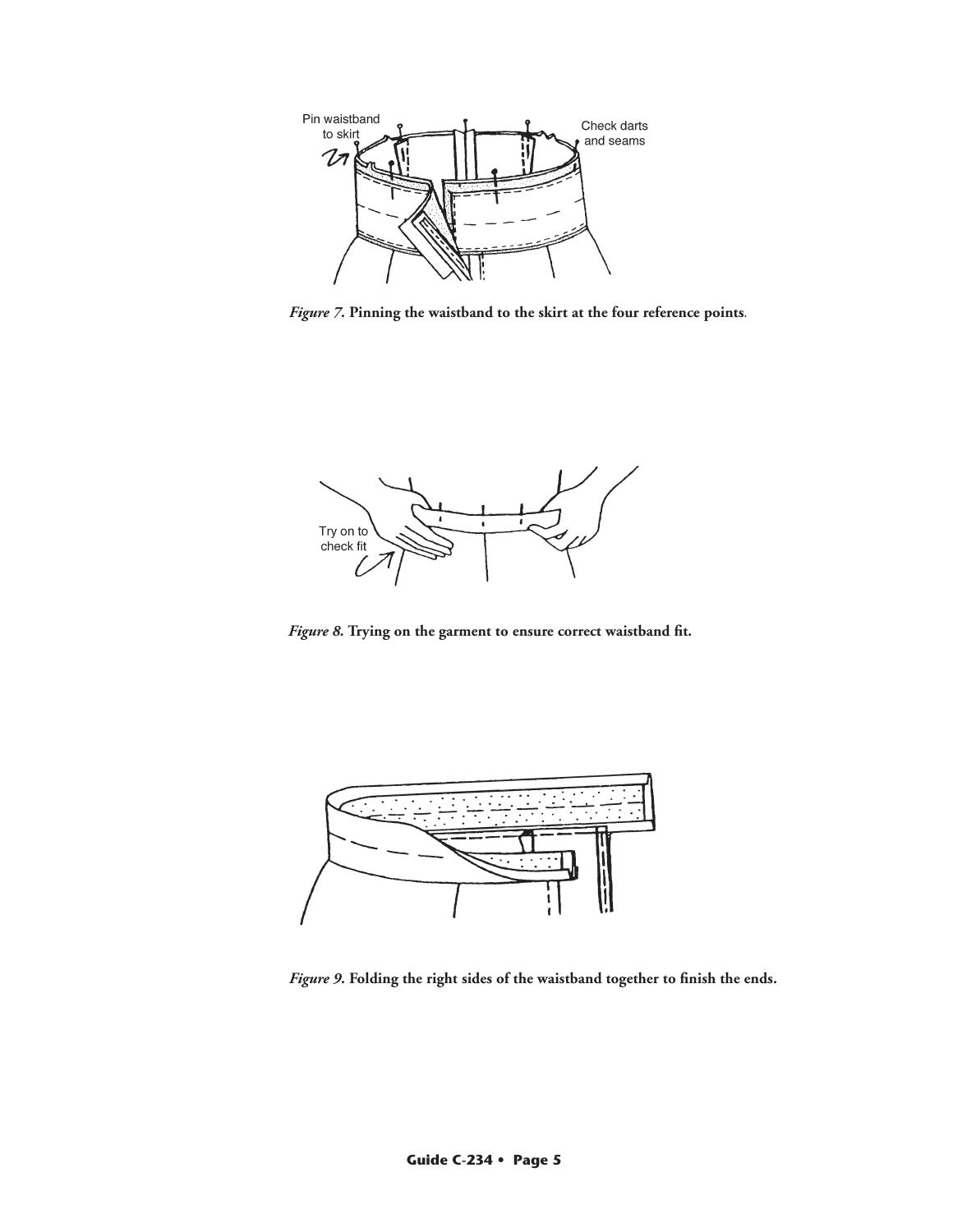*Figure 7*. **Pinning the waistband to the skirt at the four reference points**.

*Figure 8.* **Trying on the garment to ensure correct waistband fit.**

*Figure 9.* **Folding the right sides of the waistband together to finish the ends.**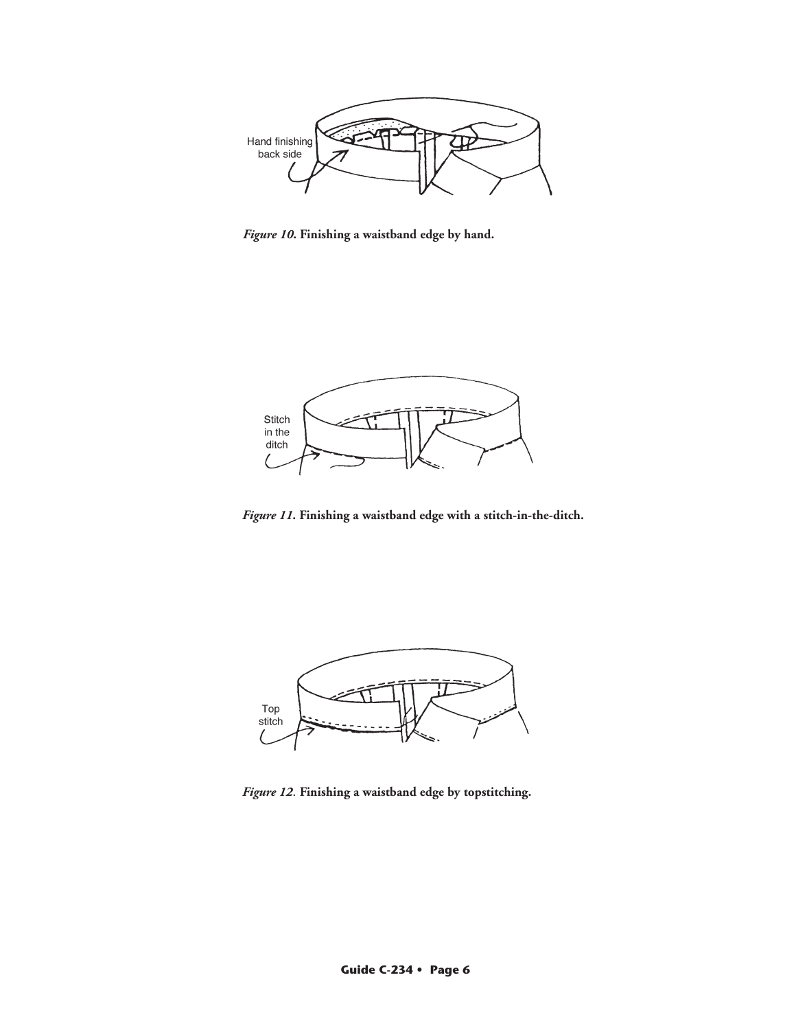Hand finishing back side

*Figure 10.* **Finishing a waistband edge by hand.**

Stitch in the ditch

*Figure 11.* **Finishing a waistband edge with a stitch-in-the-ditch.**

Top stitch

*Figure 12.* **Finishing a waistband edge by topstitching.**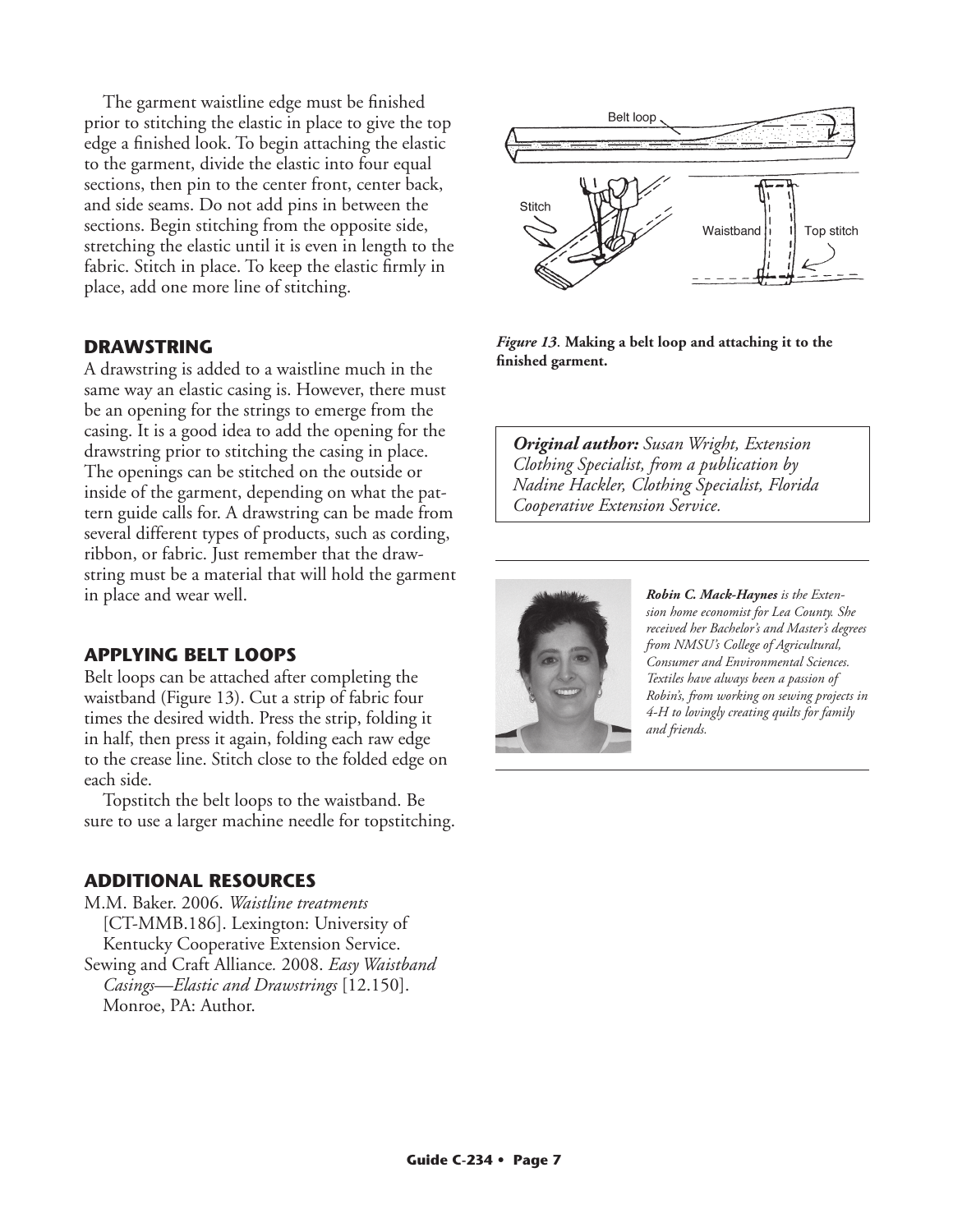The garment waistline edge must be finished prior to stitching the elastic in place to give the top edge a finished look. To begin attaching the elastic to the garment, divide the elastic into four equal sections, then pin to the center front, center back, and side seams. Do not add pins in between the sections. Begin stitching from the opposite side, stretching the elastic until it is even in length to the fabric. Stitch in place. To keep the elastic firmly in place, add one more line of stitching.

## DRAWSTRING

A drawstring is added to a waistline much in the same way an elastic casing is. However, there must be an opening for the strings to emerge from the casing. It is a good idea to add the opening for the drawstring prior to stitching the casing in place. The openings can be stitched on the outside or inside of the garment, depending on what the pattern guide calls for. A drawstring can be made from several different types of products, such as cording, ribbon, or fabric. Just remember that the drawstring must be a material that will hold the garment in place and wear well.

## APPLYING BELT LOOPS

Belt loops can be attached after completing the waistband (Figure 13). Cut a strip of fabric four times the desired width. Press the strip, folding it in half, then press it again, folding each raw edge to the crease line. Stitch close to the folded edge on each side.

Topstitch the belt loops to the waistband. Be sure to use a larger machine needle for topstitching.

***Figure 13*. Making a belt loop and attaching it to the finished garment.**

## ADDITIONAL RESOURCES

M.M. Baker. 2006. *Waistline treatments* [CT-MMB.186]. Lexington: University of Kentucky Cooperative Extension Service.

Sewing and Craft Alliance. 2008. *Easy Waistband Casings—Elastic and Drawstrings* [12.150]. Monroe, PA: Author.

***Original author:*** *Susan Wright, Extension Clothing Specialist, from a publication by Nadine Hackler, Clothing Specialist, Florida Cooperative Extension Service.*

***Robin C. Mack-Haynes*** *is the Extension home economist for Lea County. She received her Bachelor's and Master's degrees from NMSU's College of Agricultural, Consumer and Environmental Sciences. Textiles have always been a passion of Robin's, from working on sewing projects in 4-H to lovingly creating quilts for family and friends.*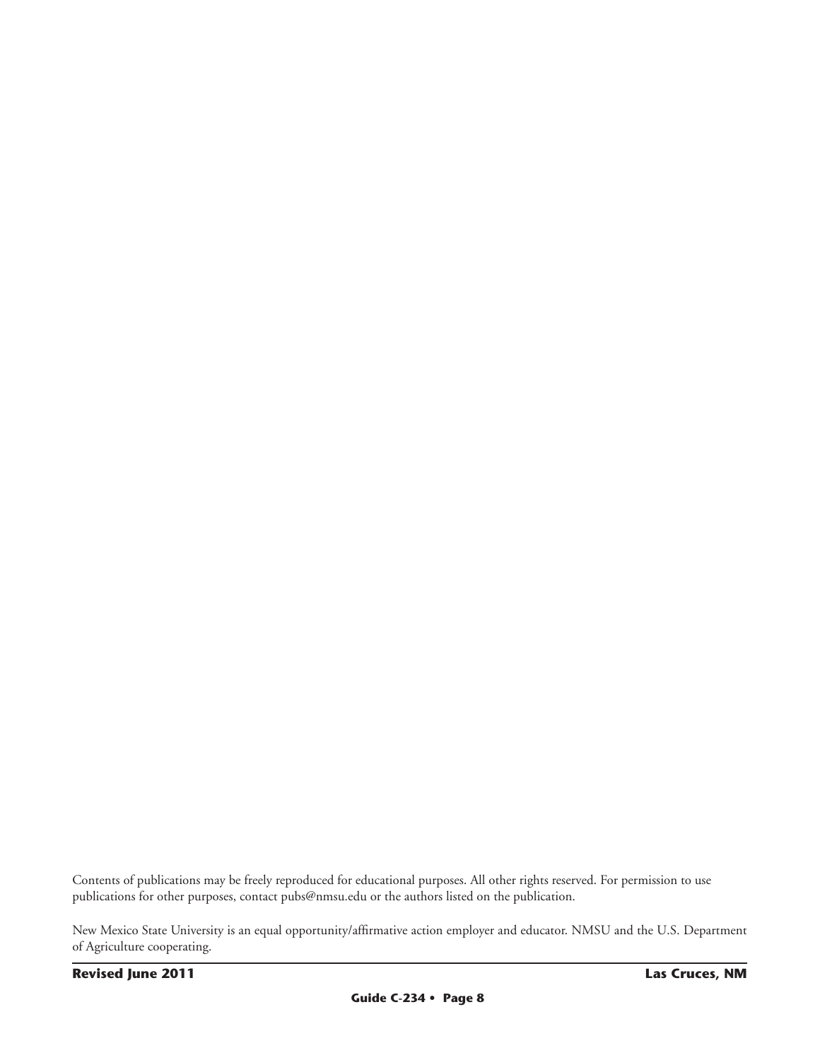Contents of publications may be freely reproduced for educational purposes. All other rights reserved. For permission to use publications for other purposes, contact pubs@nmsu.edu or the authors listed on the publication.

New Mexico State University is an equal opportunity/affirmative action employer and educator. NMSU and the U.S. Department of Agriculture cooperating.

**Revised June 2011** **Las Cruces, NM**